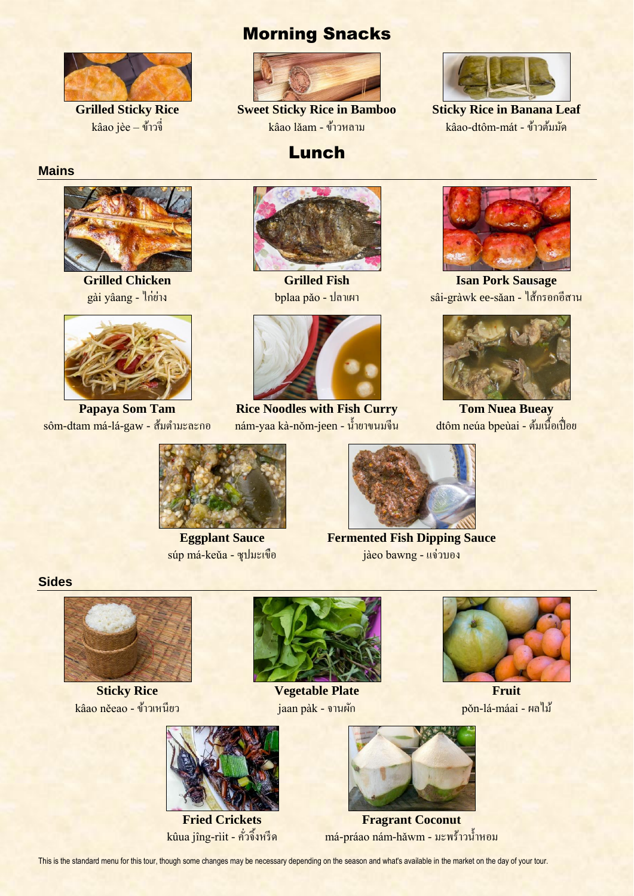# Morning Snacks

**Grilled Sticky Rice**
kâao jèe – ข้าวจี่

**Sweet Sticky Rice in Bamboo**
kâao lăam - ข้าวหลาม

**Sticky Rice in Banana Leaf**
kâao-dtôm-mát - ข้าวต้มมัด

# Lunch

## Mains

**Grilled Chicken**
gài yâang - ไก่ย่าง

**Grilled Fish**
bplaa păo - ปลาเผา

**Isan Pork Sausage**
sâi-gràwk ee-săan - ไส้กรอกอีสาน

**Papaya Som Tam**
sôm-dtam má-lá-gaw - ส้มตำมะละกอ

**Rice Noodles with Fish Curry**
nám-yaa kà-nŏm-jeen - น้ำยาขนมจีน

**Tom Nuea Bueay**
dtôm neúa bpeùai - ต้มเนื้อเปื่อย

**Eggplant Sauce**
súp má-keŭa - ซุปมะเขือ

**Fermented Fish Dipping Sauce**
jàeo bawng - แจ่วบอง

## Sides

**Sticky Rice**
kâao nĕeao - ข้าวเหนียว

**Vegetable Plate**
jaan pàk - จานผัก

**Fruit**
pŏn-lá-máai - ผลไม้

**Fried Crickets**
kûua jîng-rìit - คั่วจิ้งหรีด

**Fragrant Coconut**
má-práao nám-hăwm - มะพร้าวน้ำหอม

This is the standard menu for this tour, though some changes may be necessary depending on the season and what's available in the market on the day of your tour.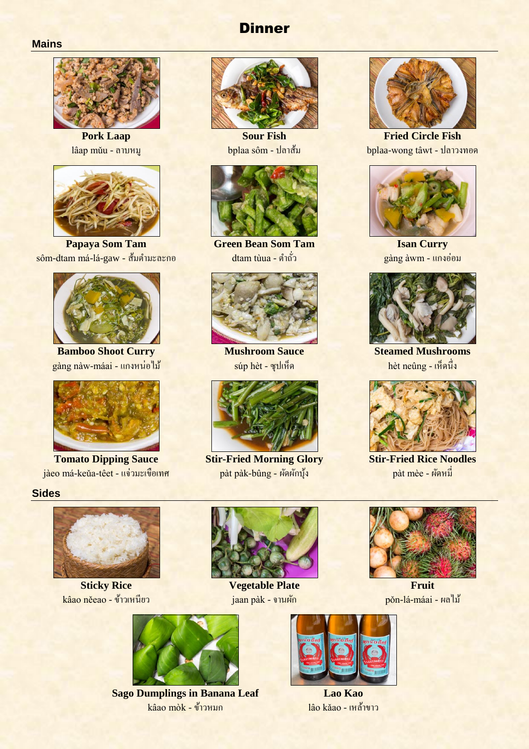# Dinner

## Mains

**Pork Laap**
lâap mŭu - ลาบหมู

**Sour Fish**
bplaa sôm - ปลาส้ม

**Fried Circle Fish**
bplaa-wong tâwt - ปลาวงทอด

**Papaya Som Tam**
sôm-dtam má-lá-gaw - ส้มตำมะละกอ

**Green Bean Som Tam**
dtam tùua - ตำถั่ว

**Isan Curry**
gàng àwm - แกงอ่อม

**Bamboo Shoot Curry**
gàng nàw-máai - แกงหน่อไม้

**Mushroom Sauce**
súp hèt - ซุปเห็ด

**Steamed Mushrooms**
hèt neûng - เห็ดนึ่ง

**Tomato Dipping Sauce**
jàeo má-keŭa-têet - แจ่วมะเขือเทศ

**Stir-Fried Morning Glory**
pàt pàk-bûng - ผัดผักบุ้ง

**Stir-Fried Rice Noodles**
pàt mèe - ผัดหมี่

## Sides

**Sticky Rice**
kâao nĕeao - ข้าวเหนียว

**Vegetable Plate**
jaan pàk - จานผัก

**Fruit**
pŏn-lá-máai - ผลไม้

**Sago Dumplings in Banana Leaf**
kâao mòk - ข้าวหมก

**Lao Kao**
lâo kăao - เหล้าขาว